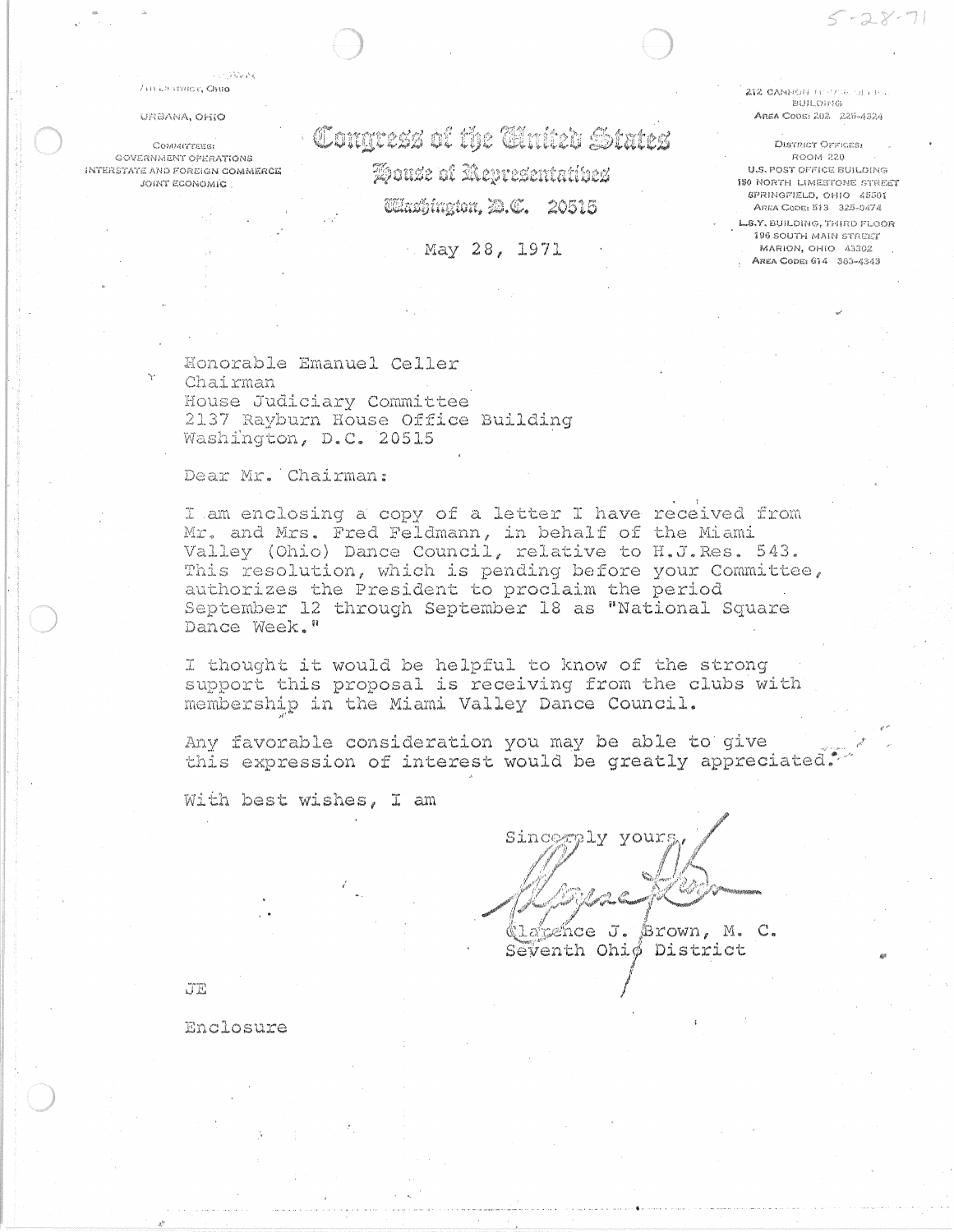5-28-71

7TH DISTRICT, OHIO

URBANA, OHIO

COMMITTEES:
GOVERNMENT OPERATIONS
INTERSTATE AND FOREIGN COMMERCE
JOINT ECONOMIC

# Congress of the United States
## House of Representatives
### Washington, D.C. 20515

212 CANNON HOUSE OFFICE BUILDING
AREA CODE: 202 225-4324

DISTRICT OFFICES:
ROOM 220
U.S. POST OFFICE BUILDING
150 NORTH LIMESTONE STREET
SPRINGFIELD, OHIO 45501
AREA CODE: 513 325-0474

L.S.Y. BUILDING, THIRD FLOOR
196 SOUTH MAIN STREET
MARION, OHIO 43302
AREA CODE: 614 383-4343

May 28, 1971

Honorable Emanuel Celler
Chairman
House Judiciary Committee
2137 Rayburn House Office Building
Washington, D.C. 20515

Dear Mr. Chairman:

I am enclosing a copy of a letter I have received from Mr. and Mrs. Fred Feldmann, in behalf of the Miami Valley (Ohio) Dance Council, relative to H.J.Res. 543. This resolution, which is pending before your Committee, authorizes the President to proclaim the period September 12 through September 18 as "National Square Dance Week."

I thought it would be helpful to know of the strong support this proposal is receiving from the clubs with membership in the Miami Valley Dance Council.

Any favorable consideration you may be able to give this expression of interest would be greatly appreciated.

With best wishes, I am

Sincerely yours,

Clarence J. Brown, M. C.
Seventh Ohio District

JE

Enclosure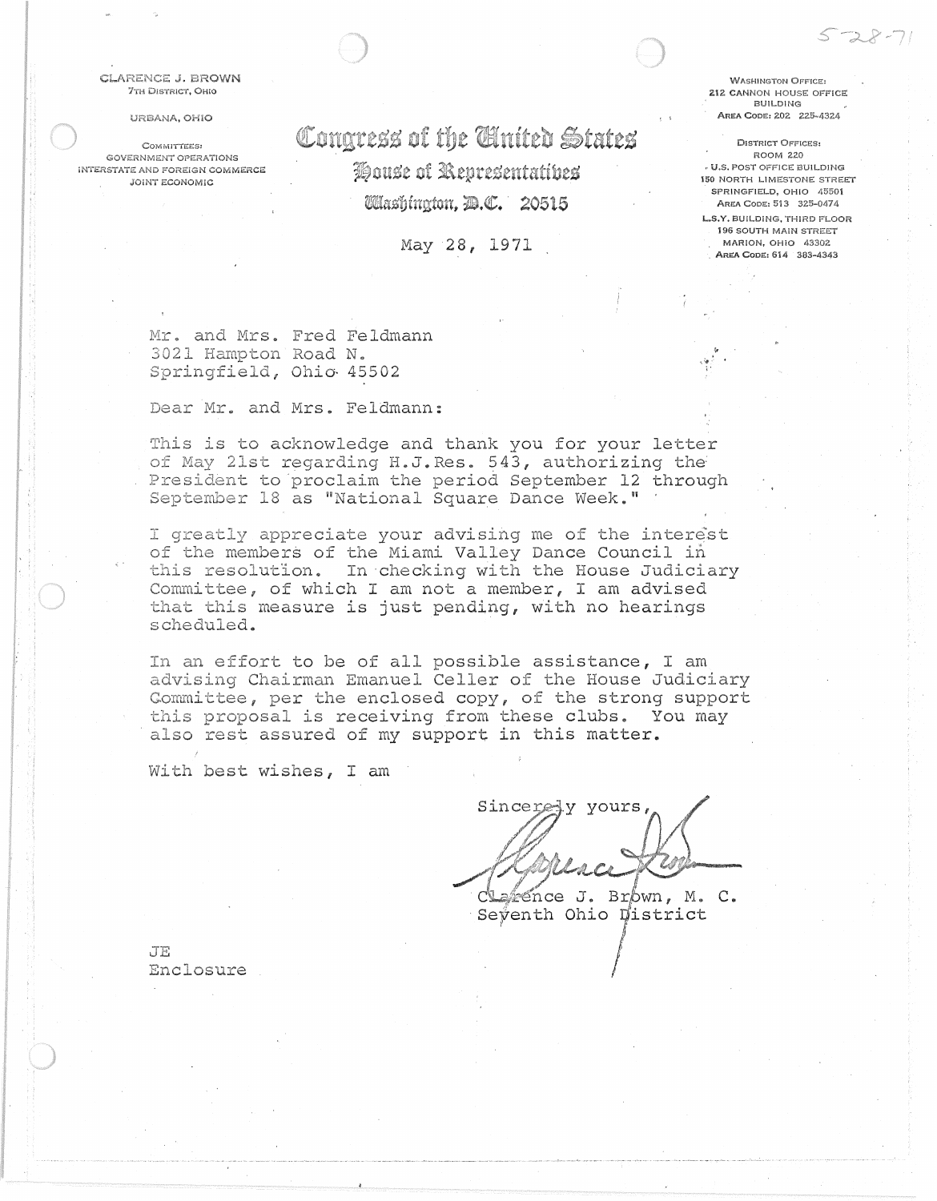5-28-71

CLARENCE J. BROWN
7TH DISTRICT, OHIO

URBANA, OHIO

COMMITTEES:
GOVERNMENT OPERATIONS
INTERSTATE AND FOREIGN COMMERCE
JOINT ECONOMIC

# Congress of the United States
## House of Representatives
Washington, D.C. 20515

WASHINGTON OFFICE:
212 CANNON HOUSE OFFICE BUILDING
AREA CODE: 202 225-4324

DISTRICT OFFICES:
ROOM 220
U.S. POST OFFICE BUILDING
150 NORTH LIMESTONE STREET
SPRINGFIELD, OHIO 45501
AREA CODE: 513 325-0474

L.S.Y. BUILDING, THIRD FLOOR
196 SOUTH MAIN STREET
MARION, OHIO 43302
AREA CODE: 614 383-4343

May 28, 1971

Mr. and Mrs. Fred Feldmann
3021 Hampton Road N.
Springfield, Ohio 45502

Dear Mr. and Mrs. Feldmann:

This is to acknowledge and thank you for your letter of May 21st regarding H.J.Res. 543, authorizing the President to proclaim the period September 12 through September 18 as "National Square Dance Week."

I greatly appreciate your advising me of the interest of the members of the Miami Valley Dance Council in this resolution. In checking with the House Judiciary Committee, of which I am not a member, I am advised that this measure is just pending, with no hearings scheduled.

In an effort to be of all possible assistance, I am advising Chairman Emanuel Celler of the House Judiciary Committee, per the enclosed copy, of the strong support this proposal is receiving from these clubs. You may also rest assured of my support in this matter.

With best wishes, I am

Sincerely yours,

Clarence J. Brown, M. C.
Seventh Ohio District

JE
Enclosure